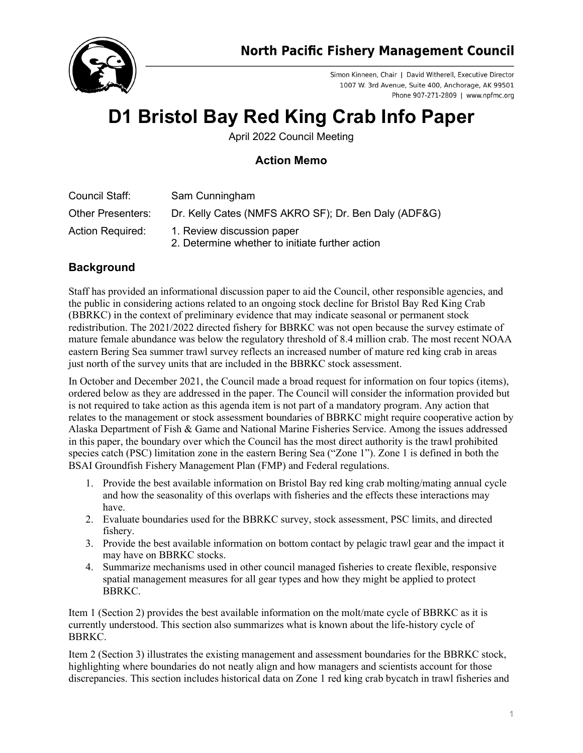North Pacific Fishery Management Council

Simon Kinneen, Chair | David Witherell, Executive Director
1007 W. 3rd Avenue, Suite 400, Anchorage, AK 99501
Phone 907-271-2809 | www.npfmc.org

# D1 Bristol Bay Red King Crab Info Paper

April 2022 Council Meeting

### Action Memo

| | |
|---|---|
| Council Staff: | Sam Cunningham |
| Other Presenters: | Dr. Kelly Cates (NMFS AKRO SF); Dr. Ben Daly (ADF&G) |
| Action Required: | 1. Review discussion paper<br>2. Determine whether to initiate further action |

## Background

Staff has provided an informational discussion paper to aid the Council, other responsible agencies, and the public in considering actions related to an ongoing stock decline for Bristol Bay Red King Crab (BBRKC) in the context of preliminary evidence that may indicate seasonal or permanent stock redistribution. The 2021/2022 directed fishery for BBRKC was not open because the survey estimate of mature female abundance was below the regulatory threshold of 8.4 million crab. The most recent NOAA eastern Bering Sea summer trawl survey reflects an increased number of mature red king crab in areas just north of the survey units that are included in the BBRKC stock assessment.

In October and December 2021, the Council made a broad request for information on four topics (items), ordered below as they are addressed in the paper. The Council will consider the information provided but is not required to take action as this agenda item is not part of a mandatory program. Any action that relates to the management or stock assessment boundaries of BBRKC might require cooperative action by Alaska Department of Fish & Game and National Marine Fisheries Service. Among the issues addressed in this paper, the boundary over which the Council has the most direct authority is the trawl prohibited species catch (PSC) limitation zone in the eastern Bering Sea ("Zone 1"). Zone 1 is defined in both the BSAI Groundfish Fishery Management Plan (FMP) and Federal regulations.

1. Provide the best available information on Bristol Bay red king crab molting/mating annual cycle and how the seasonality of this overlaps with fisheries and the effects these interactions may have.
2. Evaluate boundaries used for the BBRKC survey, stock assessment, PSC limits, and directed fishery.
3. Provide the best available information on bottom contact by pelagic trawl gear and the impact it may have on BBRKC stocks.
4. Summarize mechanisms used in other council managed fisheries to create flexible, responsive spatial management measures for all gear types and how they might be applied to protect BBRKC.

Item 1 (Section 2) provides the best available information on the molt/mate cycle of BBRKC as it is currently understood. This section also summarizes what is known about the life-history cycle of BBRKC.

Item 2 (Section 3) illustrates the existing management and assessment boundaries for the BBRKC stock, highlighting where boundaries do not neatly align and how managers and scientists account for those discrepancies. This section includes historical data on Zone 1 red king crab bycatch in trawl fisheries and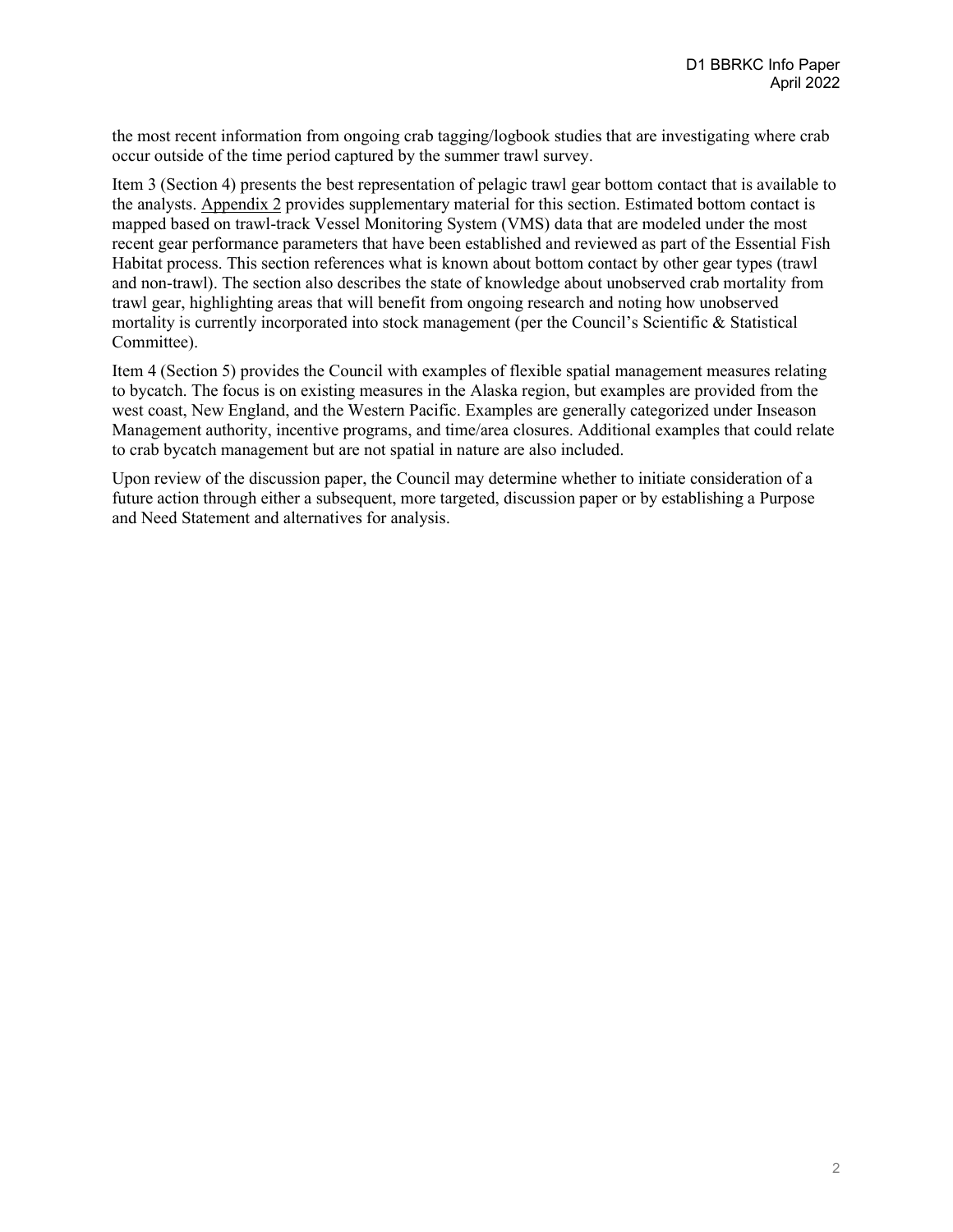the most recent information from ongoing crab tagging/logbook studies that are investigating where crab occur outside of the time period captured by the summer trawl survey.

Item 3 (Section 4) presents the best representation of pelagic trawl gear bottom contact that is available to the analysts. Appendix 2 provides supplementary material for this section. Estimated bottom contact is mapped based on trawl-track Vessel Monitoring System (VMS) data that are modeled under the most recent gear performance parameters that have been established and reviewed as part of the Essential Fish Habitat process. This section references what is known about bottom contact by other gear types (trawl and non-trawl). The section also describes the state of knowledge about unobserved crab mortality from trawl gear, highlighting areas that will benefit from ongoing research and noting how unobserved mortality is currently incorporated into stock management (per the Council's Scientific & Statistical Committee).

Item 4 (Section 5) provides the Council with examples of flexible spatial management measures relating to bycatch. The focus is on existing measures in the Alaska region, but examples are provided from the west coast, New England, and the Western Pacific. Examples are generally categorized under Inseason Management authority, incentive programs, and time/area closures. Additional examples that could relate to crab bycatch management but are not spatial in nature are also included.

Upon review of the discussion paper, the Council may determine whether to initiate consideration of a future action through either a subsequent, more targeted, discussion paper or by establishing a Purpose and Need Statement and alternatives for analysis.